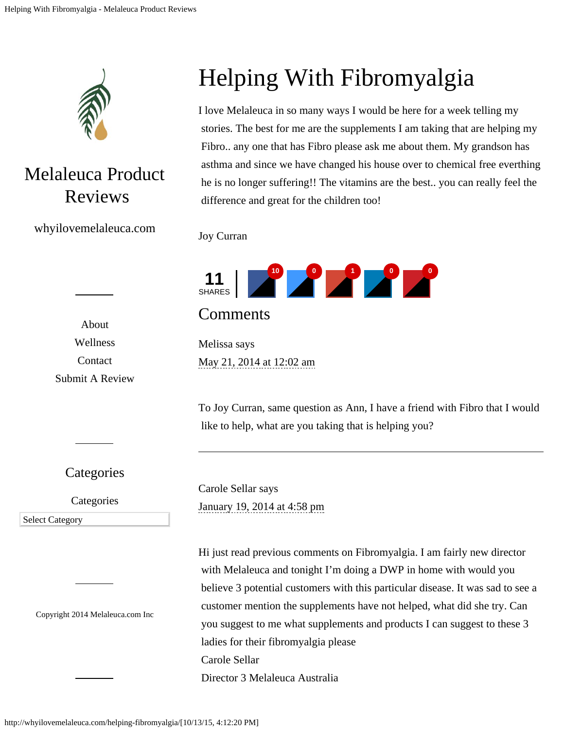# Helping With Fibromyalgia

I love Melaleuca in so many ways I would be here for a week telling my stories. The best for me are the supplements I am taking that are helping my Fibro.. any one that has Fibro please ask me about them. My grandson has asthma and since we have changed his house over to chemical free everthing he is no longer suffering!! The vitamins are the best.. you can really feel the difference and great for the children too!

Joy Curran

11 SHARES | 10 | 0 | 1 | 0 | 0

## Comments

Melissa says
May 21, 2014 at 12:02 am

To Joy Curran, same question as Ann, I have a friend with Fibro that I would like to help, what are you taking that is helping you?

---

Carole Sellar says
January 19, 2014 at 4:58 pm

Hi just read previous comments on Fibromyalgia. I am fairly new director with Melaleuca and tonight I'm doing a DWP in home with would you believe 3 potential customers with this particular disease. It was sad to see a customer mention the supplements have not helped, what did she try. Can you suggest to me what supplements and products I can suggest to these 3 ladies for their fibromyalgia please
Carole Sellar
Director 3 Melaleuca Australia

# Melaleuca Product Reviews

whyilovemelaleuca.com

- About
- Wellness
- Contact
- Submit A Review

## Categories

Categories

Select Category

Copyright 2014 Melaleuca.com Inc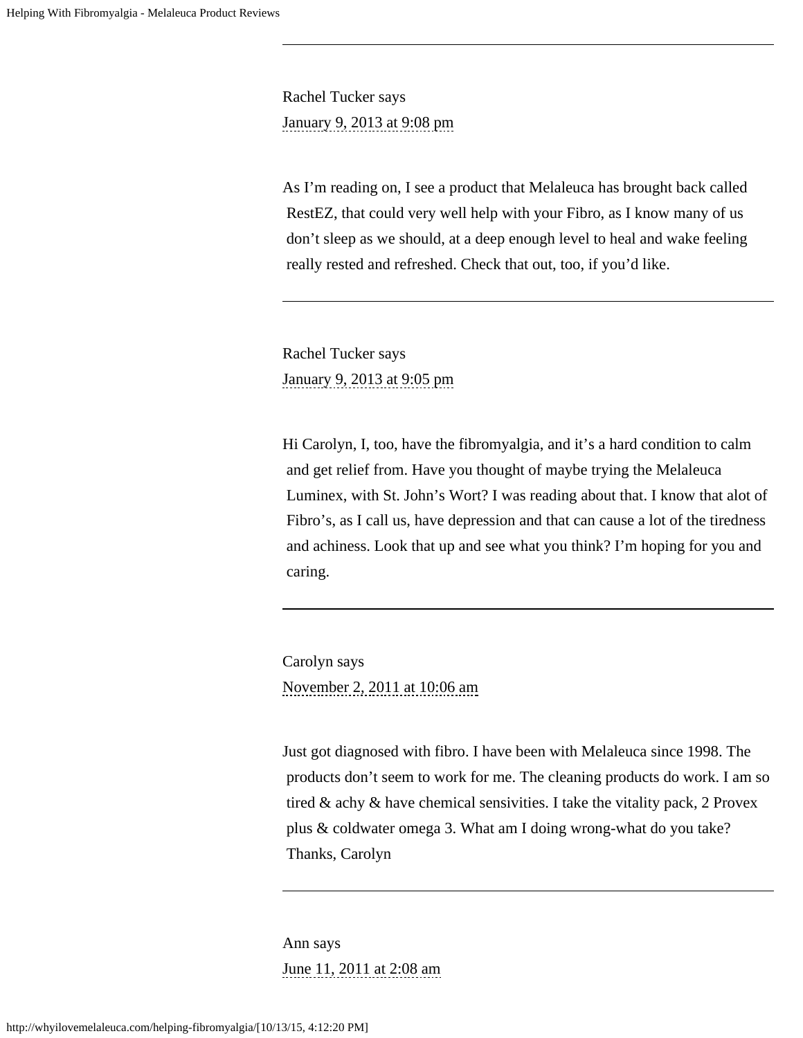---

Rachel Tucker says
January 9, 2013 at 9:08 pm

As I'm reading on, I see a product that Melaleuca has brought back called RestEZ, that could very well help with your Fibro, as I know many of us don't sleep as we should, at a deep enough level to heal and wake feeling really rested and refreshed. Check that out, too, if you'd like.

---

Rachel Tucker says
January 9, 2013 at 9:05 pm

Hi Carolyn, I, too, have the fibromyalgia, and it's a hard condition to calm and get relief from. Have you thought of maybe trying the Melaleuca Luminex, with St. John's Wort? I was reading about that. I know that alot of Fibro's, as I call us, have depression and that can cause a lot of the tiredness and achiness. Look that up and see what you think? I'm hoping for you and caring.

---

Carolyn says
November 2, 2011 at 10:06 am

Just got diagnosed with fibro. I have been with Melaleuca since 1998. The products don't seem to work for me. The cleaning products do work. I am so tired & achy & have chemical sensitivities. I take the vitality pack, 2 Provex plus & coldwater omega 3. What am I doing wrong-what do you take? Thanks, Carolyn

---

Ann says
June 11, 2011 at 2:08 am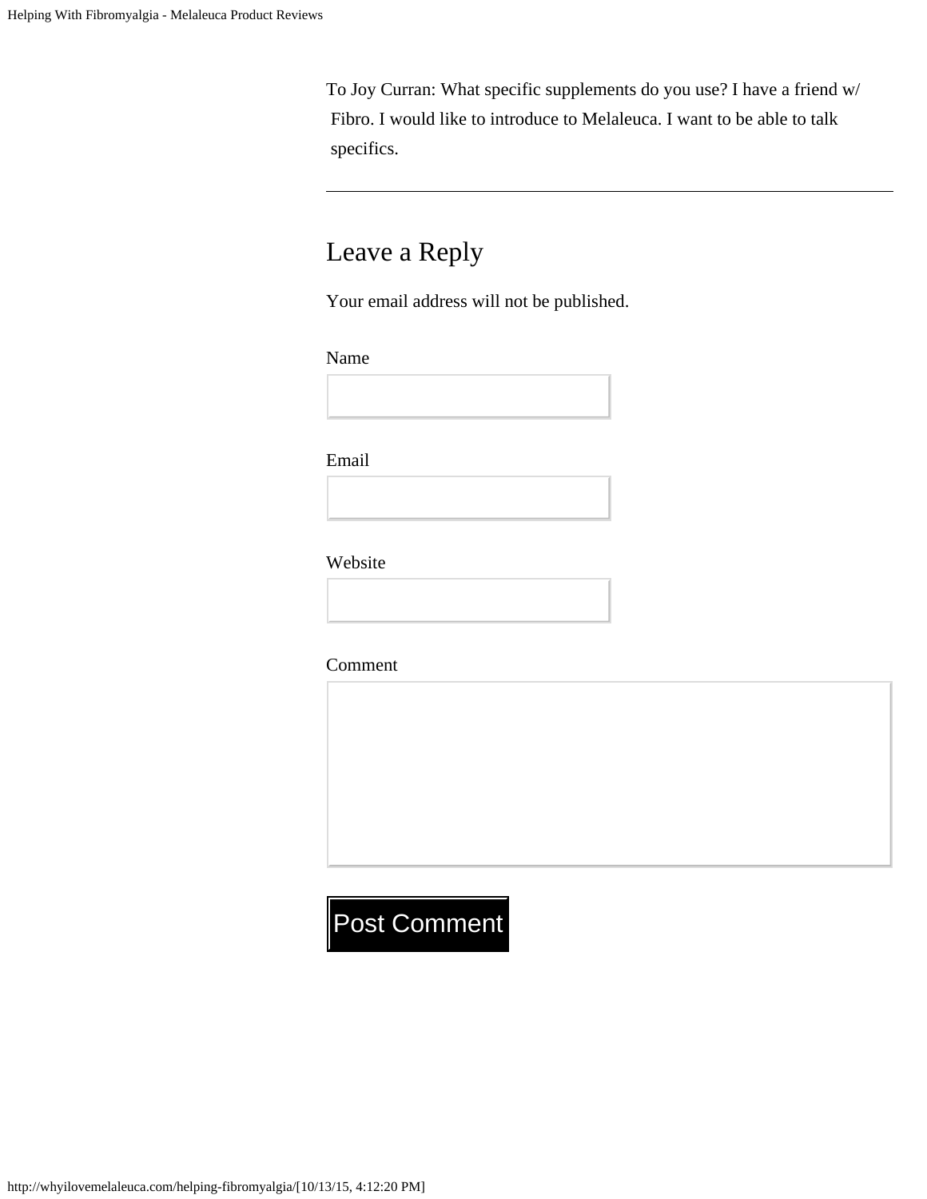To Joy Curran: What specific supplements do you use? I have a friend w/ Fibro. I would like to introduce to Melaleuca. I want to be able to talk specifics.

---

## Leave a Reply

Your email address will not be published.

Name

Email

Website

Comment

Post Comment